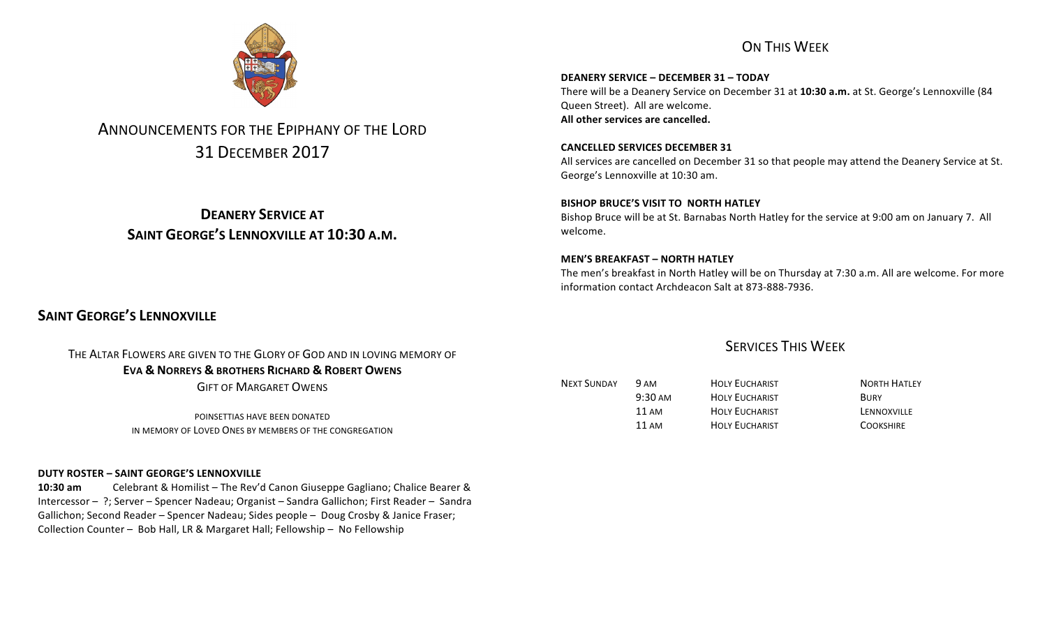# ANNOUNCEMENTS FOR THE EPIPHANY OF THE LORD
## 31 DECEMBER 2017

## DEANERY SERVICE AT SAINT GEORGE'S LENNOXVILLE AT 10:30 A.M.

## SAINT GEORGE'S LENNOXVILLE

THE ALTAR FLOWERS ARE GIVEN TO THE GLORY OF GOD AND IN LOVING MEMORY OF
**EVA & NORREYS & BROTHERS RICHARD & ROBERT OWENS**
GIFT OF MARGARET OWENS

POINSETTIAS HAVE BEEN DONATED
IN MEMORY OF LOVED ONES BY MEMBERS OF THE CONGREGATION

**DUTY ROSTER – SAINT GEORGE'S LENNOXVILLE**

**10:30 am** Celebrant & Homilist – The Rev'd Canon Giuseppe Gagliano; Chalice Bearer & Intercessor – ?; Server – Spencer Nadeau; Organist – Sandra Gallichon; First Reader – Sandra Gallichon; Second Reader – Spencer Nadeau; Sides people – Doug Crosby & Janice Fraser; Collection Counter – Bob Hall, LR & Margaret Hall; Fellowship – No Fellowship

## ON THIS WEEK

**DEANERY SERVICE – DECEMBER 31 – TODAY**
There will be a Deanery Service on December 31 at **10:30 a.m.** at St. George's Lennoxville (84 Queen Street). All are welcome.
**All other services are cancelled.**

**CANCELLED SERVICES DECEMBER 31**
All services are cancelled on December 31 so that people may attend the Deanery Service at St. George's Lennoxville at 10:30 am.

**BISHOP BRUCE'S VISIT TO NORTH HATLEY**
Bishop Bruce will be at St. Barnabas North Hatley for the service at 9:00 am on January 7. All welcome.

**MEN'S BREAKFAST – NORTH HATLEY**
The men's breakfast in North Hatley will be on Thursday at 7:30 a.m. All are welcome. For more information contact Archdeacon Salt at 873-888-7936.

## SERVICES THIS WEEK

| | | | |
|---|---|---|---|
| NEXT SUNDAY | 9 AM | HOLY EUCHARIST | NORTH HATLEY |
| | 9:30 AM | HOLY EUCHARIST | BURY |
| | 11 AM | HOLY EUCHARIST | LENNOXVILLE |
| | 11 AM | HOLY EUCHARIST | COOKSHIRE |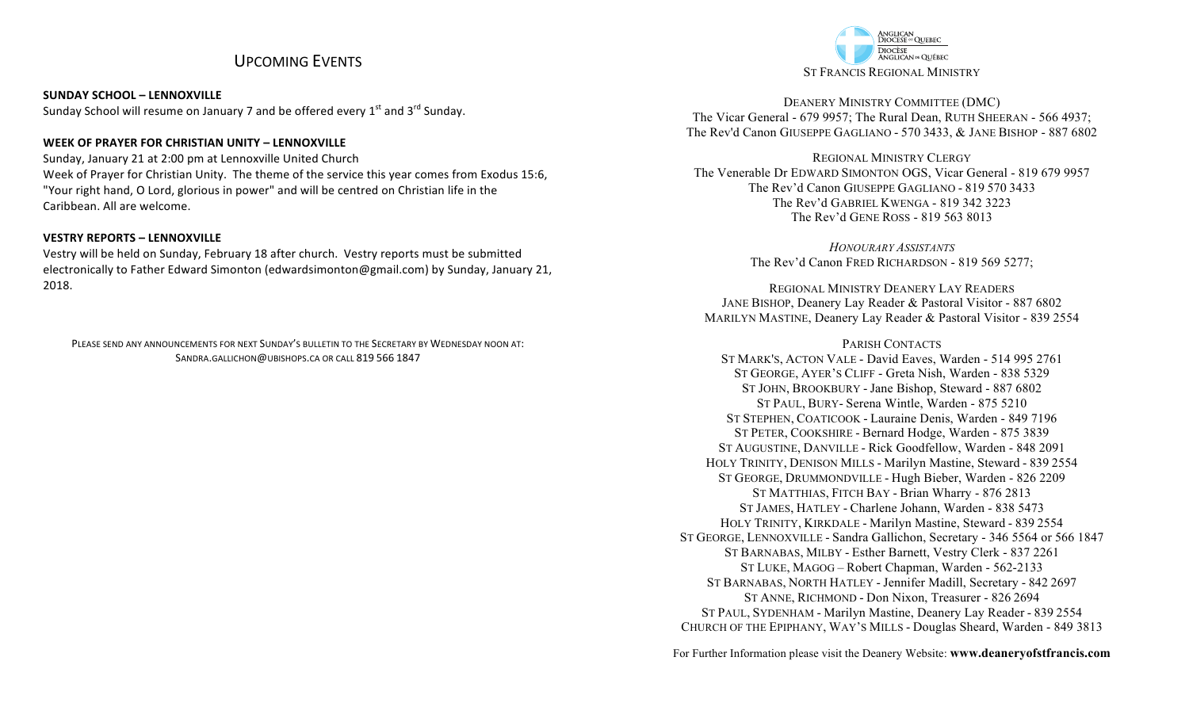## Upcoming Events

**SUNDAY SCHOOL – LENNOXVILLE**

Sunday School will resume on January 7 and be offered every 1st and 3rd Sunday.

**WEEK OF PRAYER FOR CHRISTIAN UNITY – LENNOXVILLE**

Sunday, January 21 at 2:00 pm at Lennoxville United Church

Week of Prayer for Christian Unity. The theme of the service this year comes from Exodus 15:6, "Your right hand, O Lord, glorious in power" and will be centred on Christian life in the Caribbean. All are welcome.

**VESTRY REPORTS – LENNOXVILLE**

Vestry will be held on Sunday, February 18 after church. Vestry reports must be submitted electronically to Father Edward Simonton (edwardsimonton@gmail.com) by Sunday, January 21, 2018.

PLEASE SEND ANY ANNOUNCEMENTS FOR NEXT SUNDAY'S BULLETIN TO THE SECRETARY BY WEDNESDAY NOON AT: SANDRA.GALLICHON@UBISHOPS.CA OR CALL 819 566 1847

Anglican Diocese of Quebec
Diocèse Anglican du Québec

ST FRANCIS REGIONAL MINISTRY

DEANERY MINISTRY COMMITTEE (DMC)
The Vicar General - 679 9957; The Rural Dean, RUTH SHEERAN - 566 4937;
The Rev'd Canon GIUSEPPE GAGLIANO - 570 3433, & JANE BISHOP - 887 6802

REGIONAL MINISTRY CLERGY
The Venerable Dr EDWARD SIMONTON OGS, Vicar General - 819 679 9957
The Rev'd Canon GIUSEPPE GAGLIANO - 819 570 3433
The Rev'd GABRIEL KWENGA - 819 342 3223
The Rev'd GENE ROSS - 819 563 8013

*HONOURARY ASSISTANTS*
The Rev'd Canon FRED RICHARDSON - 819 569 5277;

REGIONAL MINISTRY DEANERY LAY READERS
JANE BISHOP, Deanery Lay Reader & Pastoral Visitor - 887 6802
MARILYN MASTINE, Deanery Lay Reader & Pastoral Visitor - 839 2554

PARISH CONTACTS
ST MARK'S, ACTON VALE - David Eaves, Warden - 514 995 2761
ST GEORGE, AYER'S CLIFF - Greta Nish, Warden - 838 5329
ST JOHN, BROOKBURY - Jane Bishop, Steward - 887 6802
ST PAUL, BURY- Serena Wintle, Warden - 875 5210
ST STEPHEN, COATICOOK - Lauraine Denis, Warden - 849 7196
ST PETER, COOKSHIRE - Bernard Hodge, Warden - 875 3839
ST AUGUSTINE, DANVILLE - Rick Goodfellow, Warden - 848 2091
HOLY TRINITY, DENISON MILLS - Marilyn Mastine, Steward - 839 2554
ST GEORGE, DRUMMONDVILLE - Hugh Bieber, Warden - 826 2209
ST MATTHIAS, FITCH BAY - Brian Wharry - 876 2813
ST JAMES, HATLEY - Charlene Johann, Warden - 838 5473
HOLY TRINITY, KIRKDALE - Marilyn Mastine, Steward - 839 2554
ST GEORGE, LENNOXVILLE - Sandra Gallichon, Secretary - 346 5564 or 566 1847
ST BARNABAS, MILBY - Esther Barnett, Vestry Clerk - 837 2261
ST LUKE, MAGOG – Robert Chapman, Warden - 562-2133
ST BARNABAS, NORTH HATLEY - Jennifer Madill, Secretary - 842 2697
ST ANNE, RICHMOND - Don Nixon, Treasurer - 826 2694
ST PAUL, SYDENHAM - Marilyn Mastine, Deanery Lay Reader - 839 2554
CHURCH OF THE EPIPHANY, WAY'S MILLS - Douglas Sheard, Warden - 849 3813

For Further Information please visit the Deanery Website: **www.deaneryofstfrancis.com**